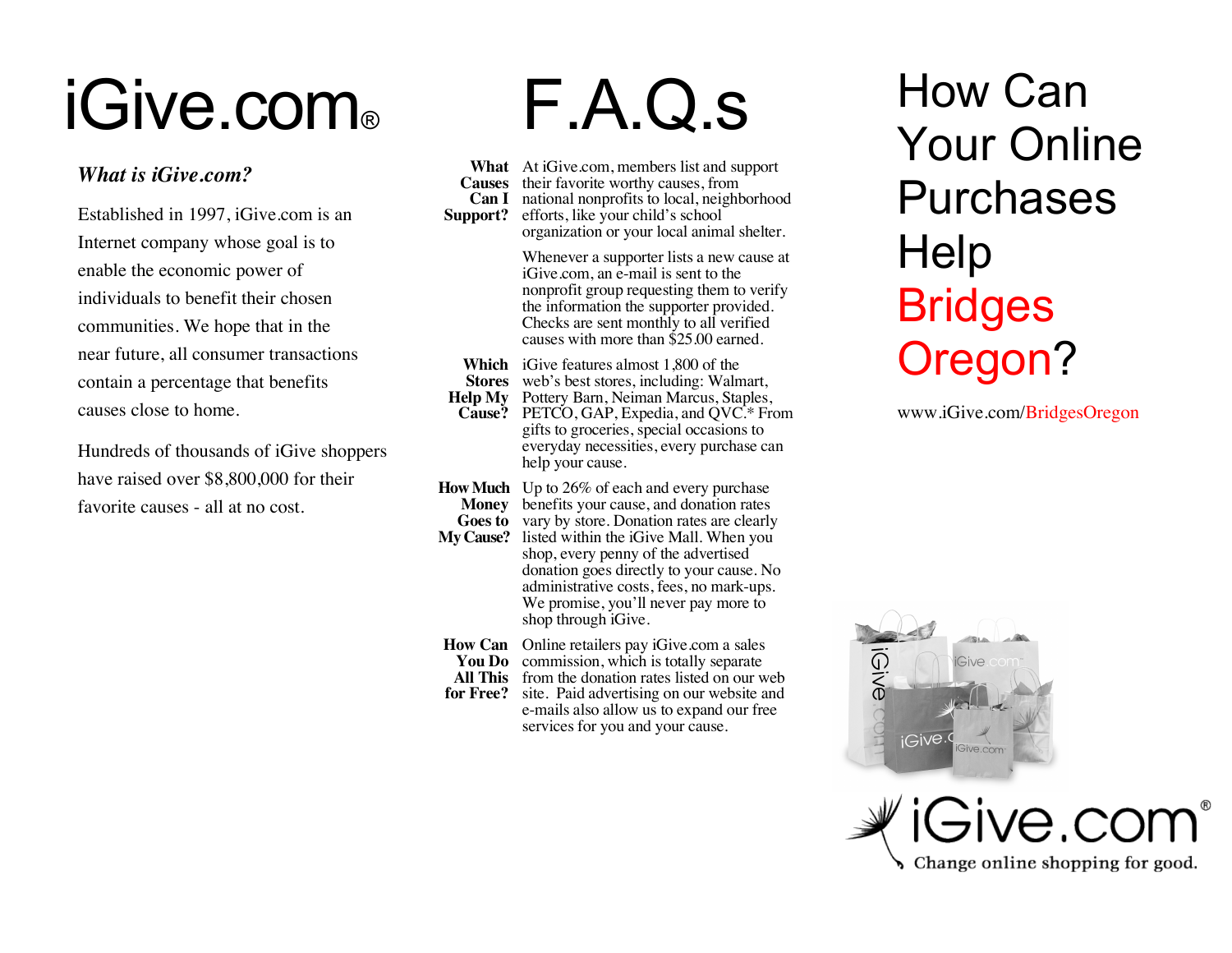# iGive.com®

***What is iGive.com?***

Established in 1997, iGive.com is an Internet company whose goal is to enable the economic power of individuals to benefit their chosen communities. We hope that in the near future, all consumer transactions contain a percentage that benefits causes close to home.

Hundreds of thousands of iGive shoppers have raised over $8,800,000 for their favorite causes - all at no cost.

# F.A.Q.s

**What Causes Can I Support?**

At iGive.com, members list and support their favorite worthy causes, from national nonprofits to local, neighborhood efforts, like your child's school organization or your local animal shelter.

Whenever a supporter lists a new cause at iGive.com, an e-mail is sent to the nonprofit group requesting them to verify the information the supporter provided. Checks are sent monthly to all verified causes with more than $25.00 earned.

**Which Stores Help My Cause?**

iGive features almost 1,800 of the web's best stores, including: Walmart, Pottery Barn, Neiman Marcus, Staples, PETCO, GAP, Expedia, and QVC.* From gifts to groceries, special occasions to everyday necessities, every purchase can help your cause.

**How Much Money Goes to My Cause?**

Up to 26% of each and every purchase benefits your cause, and donation rates vary by store. Donation rates are clearly listed within the iGive Mall. When you shop, every penny of the advertised donation goes directly to your cause. No administrative costs, fees, no mark-ups. We promise, you'll never pay more to shop through iGive.

**How Can You Do All This for Free?**

Online retailers pay iGive.com a sales commission, which is totally separate from the donation rates listed on our web site. Paid advertising on our website and e-mails also allow us to expand our free services for you and your cause.

# How Can Your Online Purchases Help Bridges Oregon?

www.iGive.com/BridgesOregon

iGive.com®

Change online shopping for good.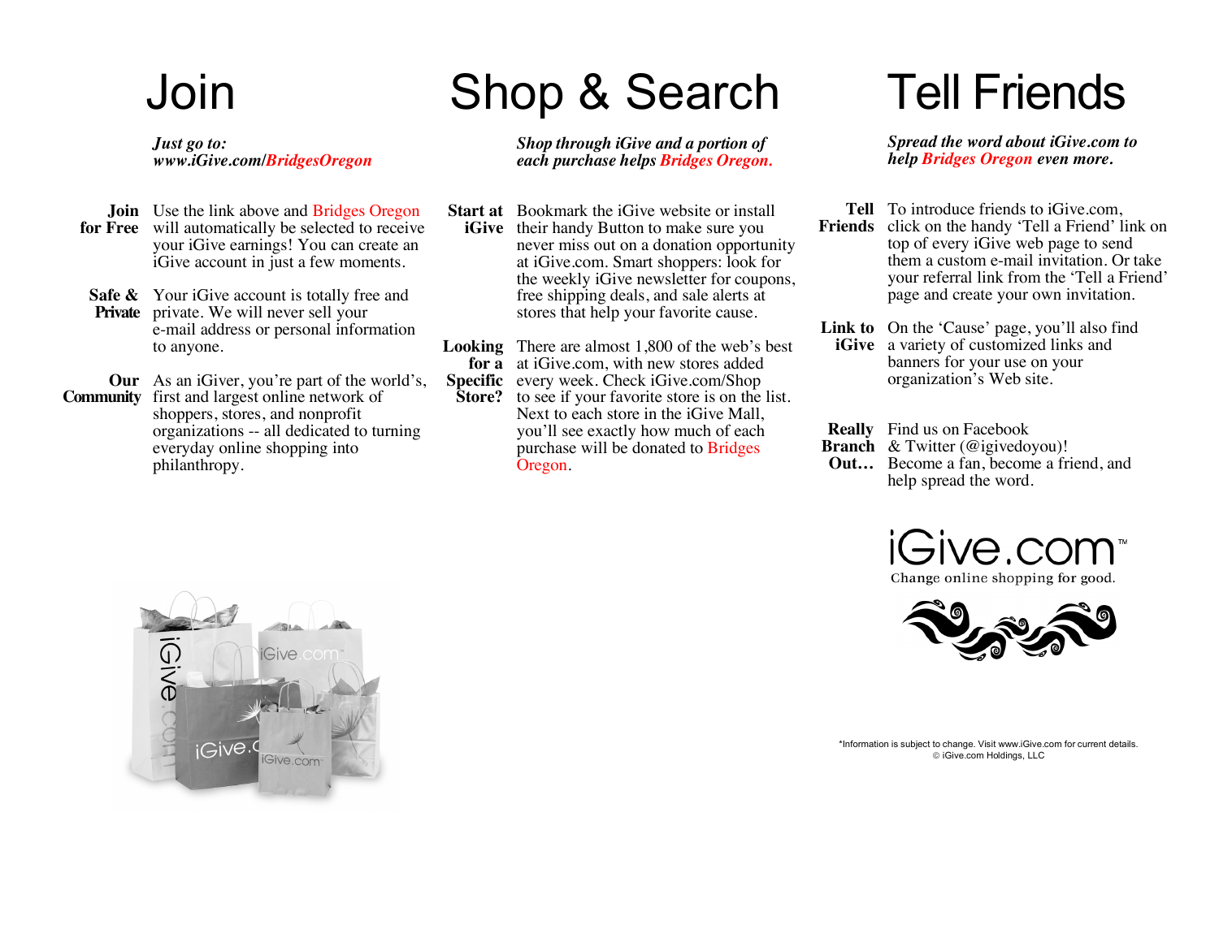# Join

***Just go to:***
***www.iGive.com/BridgesOregon***

**Join for Free** Use the link above and Bridges Oregon will automatically be selected to receive your iGive earnings! You can create an iGive account in just a few moments.

**Safe & Private** Your iGive account is totally free and private. We will never sell your e-mail address or personal information to anyone.

**Our Community** As an iGiver, you're part of the world's, first and largest online network of shoppers, stores, and nonprofit organizations -- all dedicated to turning everyday online shopping into philanthropy.

# Shop & Search

***Shop through iGive and a portion of each purchase helps Bridges Oregon.***

**Start at iGive** Bookmark the iGive website or install their handy Button to make sure you never miss out on a donation opportunity at iGive.com. Smart shoppers: look for the weekly iGive newsletter for coupons, free shipping deals, and sale alerts at stores that help your favorite cause.

**Looking for a Specific Store?** There are almost 1,800 of the web's best at iGive.com, with new stores added every week. Check iGive.com/Shop to see if your favorite store is on the list. Next to each store in the iGive Mall, you'll see exactly how much of each purchase will be donated to Bridges Oregon.

# Tell Friends

***Spread the word about iGive.com to help Bridges Oregon even more.***

**Tell Friends** To introduce friends to iGive.com, click on the handy 'Tell a Friend' link on top of every iGive web page to send them a custom e-mail invitation. Or take your referral link from the 'Tell a Friend' page and create your own invitation.

**Link to iGive** On the 'Cause' page, you'll also find a variety of customized links and banners for your use on your organization's Web site.

**Really Branch Out…** Find us on Facebook & Twitter (@igivedoyou)! Become a fan, become a friend, and help spread the word.

iGive.com™
Change online shopping for good.

*Information is subject to change. Visit www.iGive.com for current details.
© iGive.com Holdings, LLC